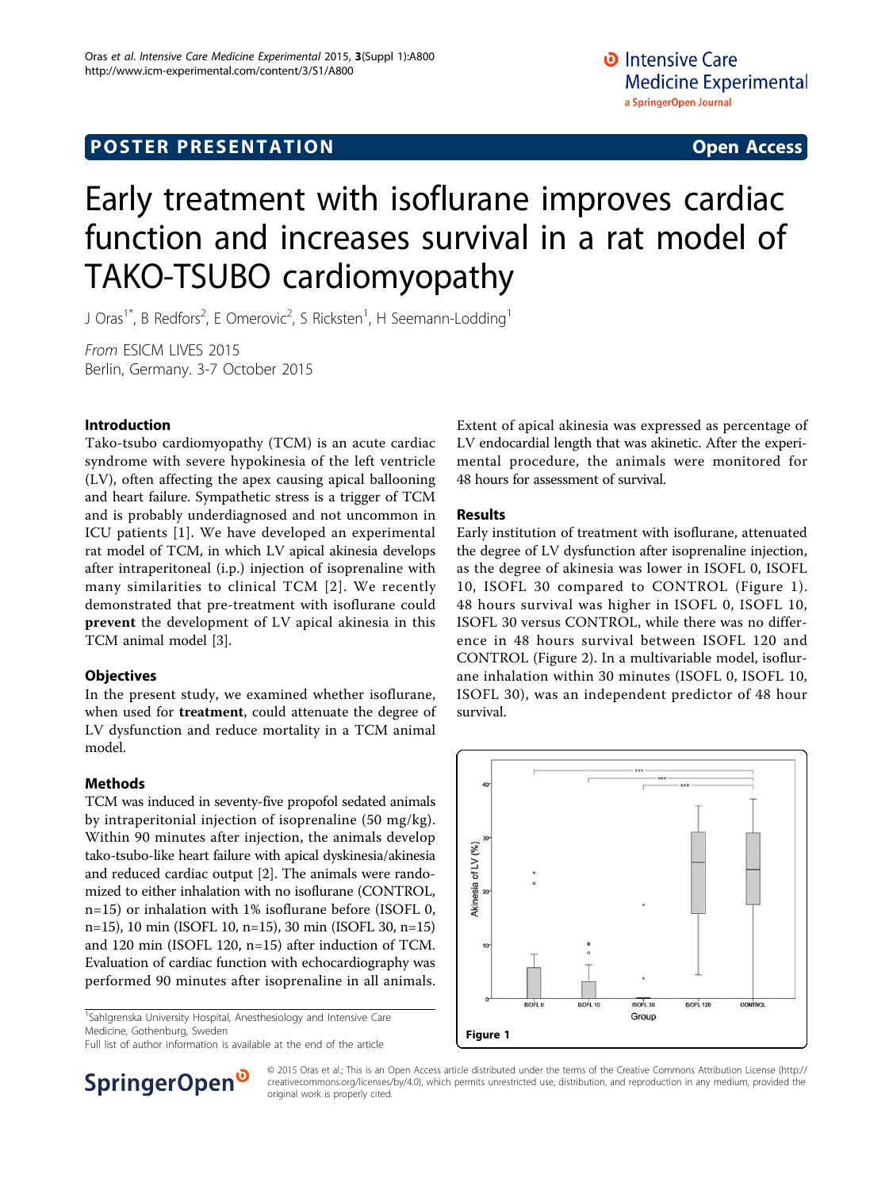**POSTER PRESENTATION** **Open Access**

# Early treatment with isoflurane improves cardiac function and increases survival in a rat model of TAKO-TSUBO cardiomyopathy

J Oras[1*], B Redfors[2], E Omerovic[2], S Ricksten[1], H Seemann-Lodding[1]

*From* ESICM LIVES 2015
Berlin, Germany. 3-7 October 2015

## Introduction

Tako-tsubo cardiomyopathy (TCM) is an acute cardiac syndrome with severe hypokinesia of the left ventricle (LV), often affecting the apex causing apical ballooning and heart failure. Sympathetic stress is a trigger of TCM and is probably underdiagnosed and not uncommon in ICU patients [1]. We have developed an experimental rat model of TCM, in which LV apical akinesia develops after intraperitoneal (i.p.) injection of isoprenaline with many similarities to clinical TCM [2]. We recently demonstrated that pre-treatment with isoflurane could **prevent** the development of LV apical akinesia in this TCM animal model [3].

## Objectives

In the present study, we examined whether isoflurane, when used for **treatment**, could attenuate the degree of LV dysfunction and reduce mortality in a TCM animal model.

## Methods

TCM was induced in seventy-five propofol sedated animals by intraperitonial injection of isoprenaline (50 mg/kg). Within 90 minutes after injection, the animals develop tako-tsubo-like heart failure with apical dyskinesia/akinesia and reduced cardiac output [2]. The animals were randomized to either inhalation with no isoflurane (CONTROL, n=15) or inhalation with 1% isoflurane before (ISOFL 0, n=15), 10 min (ISOFL 10, n=15), 30 min (ISOFL 30, n=15) and 120 min (ISOFL 120, n=15) after induction of TCM. Evaluation of cardiac function with echocardiography was performed 90 minutes after isoprenaline in all animals. Extent of apical akinesia was expressed as percentage of LV endocardial length that was akinetic. After the experimental procedure, the animals were monitored for 48 hours for assessment of survival.

## Results

Early institution of treatment with isoflurane, attenuated the degree of LV dysfunction after isoprenaline injection, as the degree of akinesia was lower in ISOFL 0, ISOFL 10, ISOFL 30 compared to CONTROL (Figure 1). 48 hours survival was higher in ISOFL 0, ISOFL 10, ISOFL 30 versus CONTROL, while there was no difference in 48 hours survival between ISOFL 120 and CONTROL (Figure 2). In a multivariable model, isoflurane inhalation within 30 minutes (ISOFL 0, ISOFL 10, ISOFL 30), was an independent predictor of 48 hour survival.

**Figure 1**

[1]Sahlgrenska University Hospital, Anesthesiology and Intensive Care Medicine, Gothenburg, Sweden
Full list of author information is available at the end of the article

© 2015 Oras et al.; This is an Open Access article distributed under the terms of the Creative Commons Attribution License (http://creativecommons.org/licenses/by/4.0), which permits unrestricted use, distribution, and reproduction in any medium, provided the original work is properly cited.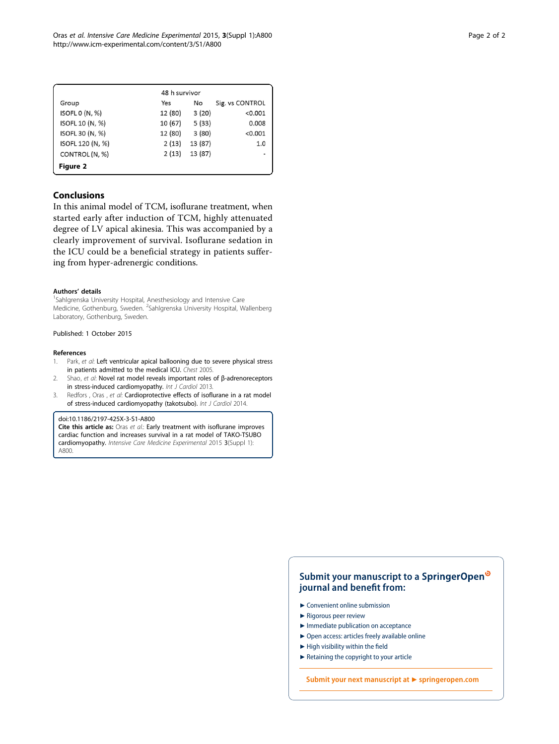| | 48 h survivor | | |
|---|---|---|---|
| Group | Yes | No | Sig. vs CONTROL |
| ISOFL 0 (N, %) | 12 (80) | 3 (20) | <0.001 |
| ISOFL 10 (N, %) | 10 (67) | 5 (33) | 0.008 |
| ISOFL 30 (N, %) | 12 (80) | 3 (80) | <0.001 |
| ISOFL 120 (N, %) | 2 (13) | 13 (87) | 1.0 |
| CONTROL (N, %) | 2 (13) | 13 (87) | - |

**Figure 2**

## Conclusions

In this animal model of TCM, isoflurane treatment, when started early after induction of TCM, highly attenuated degree of LV apical akinesia. This was accompanied by a clearly improvement of survival. Isoflurane sedation in the ICU could be a beneficial strategy in patients suffering from hyper-adrenergic conditions.

**Authors' details**

[1]Sahlgrenska University Hospital, Anesthesiology and Intensive Care Medicine, Gothenburg, Sweden. [2]Sahlgrenska University Hospital, Wallenberg Laboratory, Gothenburg, Sweden.

Published: 1 October 2015

**References**

1. Park, *et al*: Left ventricular apical ballooning due to severe physical stress in patients admitted to the medical ICU. *Chest* 2005.
2. Shao, *et al*: Novel rat model reveals important roles of β-adrenoreceptors in stress-induced cardiomyopathy. *Int J Cardiol* 2013.
3. Redfors , Oras , *et al*: Cardioprotective effects of isoflurane in a rat model of stress-induced cardiomyopathy (takotsubo). *Int J Cardiol* 2014.

doi:10.1186/2197-425X-3-S1-A800

**Cite this article as:** Oras *et al.*: Early treatment with isoflurane improves cardiac function and increases survival in a rat model of TAKO-TSUBO cardiomyopathy. *Intensive Care Medicine Experimental* 2015 **3**(Suppl 1): A800.

**Submit your manuscript to a SpringerOpen journal and benefit from:**

- ► Convenient online submission
- ► Rigorous peer review
- ► Immediate publication on acceptance
- ► Open access: articles freely available online
- ► High visibility within the field
- ► Retaining the copyright to your article

**Submit your next manuscript at ► springeropen.com**